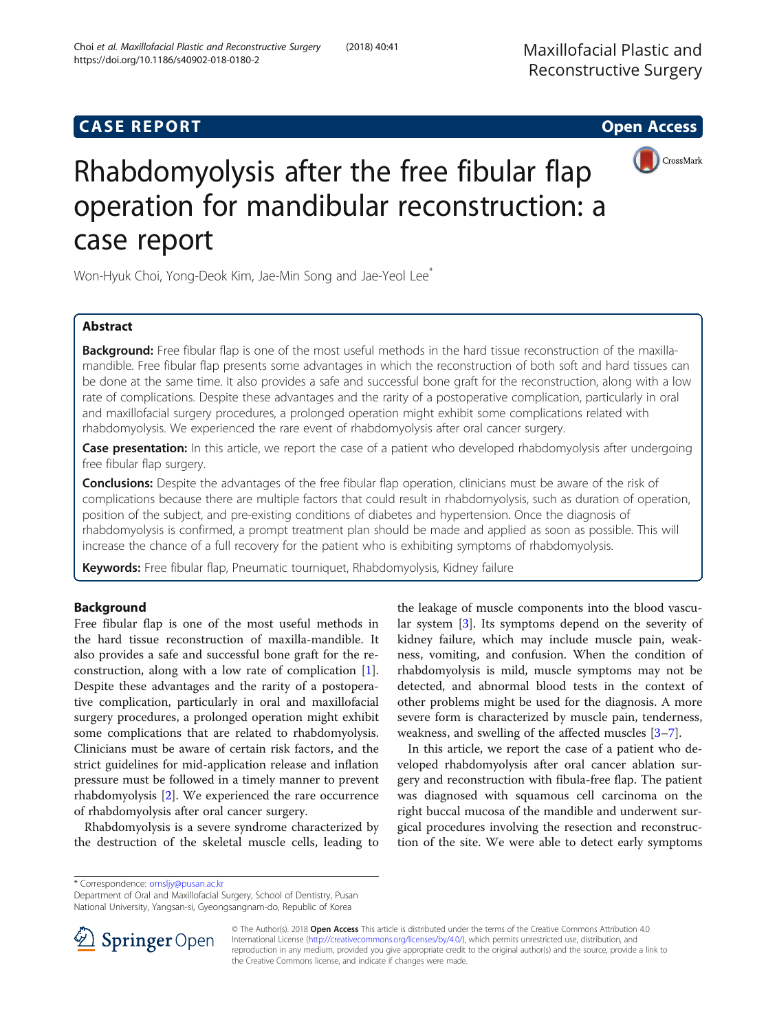CASE REPORT Open Access

# Rhabdomyolysis after the free fibular flap operation for mandibular reconstruction: a case report

Won-Hyuk Choi, Yong-Deok Kim, Jae-Min Song and Jae-Yeol Lee*

## Abstract

**Background:** Free fibular flap is one of the most useful methods in the hard tissue reconstruction of the maxilla-mandible. Free fibular flap presents some advantages in which the reconstruction of both soft and hard tissues can be done at the same time. It also provides a safe and successful bone graft for the reconstruction, along with a low rate of complications. Despite these advantages and the rarity of a postoperative complication, particularly in oral and maxillofacial surgery procedures, a prolonged operation might exhibit some complications related with rhabdomyolysis. We experienced the rare event of rhabdomyolysis after oral cancer surgery.

**Case presentation:** In this article, we report the case of a patient who developed rhabdomyolysis after undergoing free fibular flap surgery.

**Conclusions:** Despite the advantages of the free fibular flap operation, clinicians must be aware of the risk of complications because there are multiple factors that could result in rhabdomyolysis, such as duration of operation, position of the subject, and pre-existing conditions of diabetes and hypertension. Once the diagnosis of rhabdomyolysis is confirmed, a prompt treatment plan should be made and applied as soon as possible. This will increase the chance of a full recovery for the patient who is exhibiting symptoms of rhabdomyolysis.

**Keywords:** Free fibular flap, Pneumatic tourniquet, Rhabdomyolysis, Kidney failure

## Background

Free fibular flap is one of the most useful methods in the hard tissue reconstruction of maxilla-mandible. It also provides a safe and successful bone graft for the reconstruction, along with a low rate of complication [1]. Despite these advantages and the rarity of a postoperative complication, particularly in oral and maxillofacial surgery procedures, a prolonged operation might exhibit some complications that are related to rhabdomyolysis. Clinicians must be aware of certain risk factors, and the strict guidelines for mid-application release and inflation pressure must be followed in a timely manner to prevent rhabdomyolysis [2]. We experienced the rare occurrence of rhabdomyolysis after oral cancer surgery.

Rhabdomyolysis is a severe syndrome characterized by the destruction of the skeletal muscle cells, leading to the leakage of muscle components into the blood vascular system [3]. Its symptoms depend on the severity of kidney failure, which may include muscle pain, weakness, vomiting, and confusion. When the condition of rhabdomyolysis is mild, muscle symptoms may not be detected, and abnormal blood tests in the context of other problems might be used for the diagnosis. A more severe form is characterized by muscle pain, tenderness, weakness, and swelling of the affected muscles [3–7].

In this article, we report the case of a patient who developed rhabdomyolysis after oral cancer ablation surgery and reconstruction with fibula-free flap. The patient was diagnosed with squamous cell carcinoma on the right buccal mucosa of the mandible and underwent surgical procedures involving the resection and reconstruction of the site. We were able to detect early symptoms

* Correspondence: omsljy@pusan.ac.kr
Department of Oral and Maxillofacial Surgery, School of Dentistry, Pusan National University, Yangsan-si, Gyeongsangnam-do, Republic of Korea

© The Author(s). 2018 **Open Access** This article is distributed under the terms of the Creative Commons Attribution 4.0 International License (http://creativecommons.org/licenses/by/4.0/), which permits unrestricted use, distribution, and reproduction in any medium, provided you give appropriate credit to the original author(s) and the source, provide a link to the Creative Commons license, and indicate if changes were made.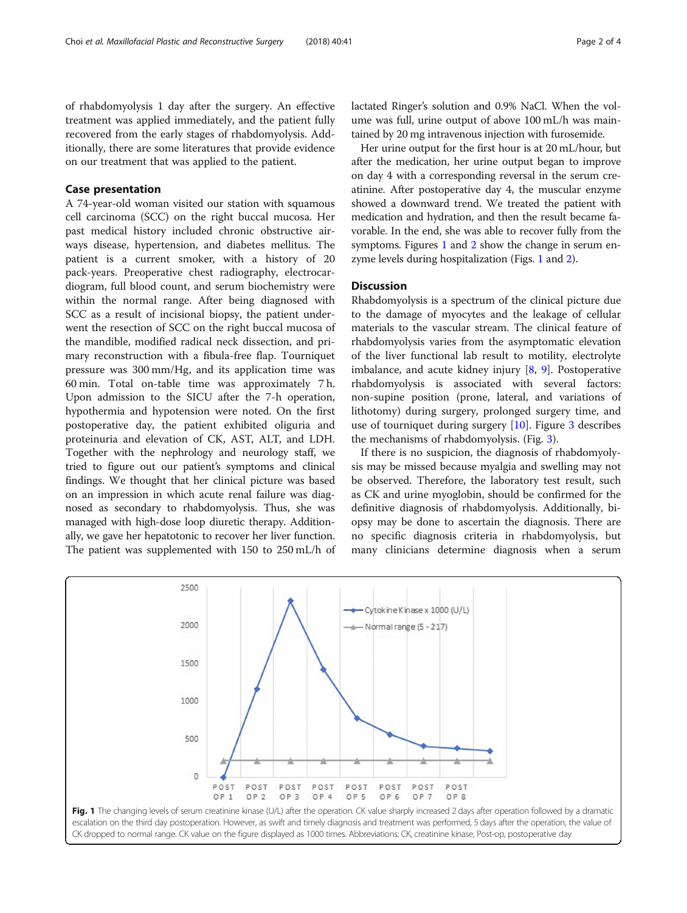of rhabdomyolysis 1 day after the surgery. An effective treatment was applied immediately, and the patient fully recovered from the early stages of rhabdomyolysis. Additionally, there are some literatures that provide evidence on our treatment that was applied to the patient.

## Case presentation

A 74-year-old woman visited our station with squamous cell carcinoma (SCC) on the right buccal mucosa. Her past medical history included chronic obstructive airways disease, hypertension, and diabetes mellitus. The patient is a current smoker, with a history of 20 pack-years. Preoperative chest radiography, electrocardiogram, full blood count, and serum biochemistry were within the normal range. After being diagnosed with SCC as a result of incisional biopsy, the patient underwent the resection of SCC on the right buccal mucosa of the mandible, modified radical neck dissection, and primary reconstruction with a fibula-free flap. Tourniquet pressure was 300 mm/Hg, and its application time was 60 min. Total on-table time was approximately 7 h. Upon admission to the SICU after the 7-h operation, hypothermia and hypotension were noted. On the first postoperative day, the patient exhibited oliguria and proteinuria and elevation of CK, AST, ALT, and LDH. Together with the nephrology and neurology staff, we tried to figure out our patient's symptoms and clinical findings. We thought that her clinical picture was based on an impression in which acute renal failure was diagnosed as secondary to rhabdomyolysis. Thus, she was managed with high-dose loop diuretic therapy. Additionally, we gave her hepatotonic to recover her liver function. The patient was supplemented with 150 to 250 mL/h of lactated Ringer's solution and 0.9% NaCl. When the volume was full, urine output of above 100 mL/h was maintained by 20 mg intravenous injection with furosemide.

Her urine output for the first hour is at 20 mL/hour, but after the medication, her urine output began to improve on day 4 with a corresponding reversal in the serum creatinine. After postoperative day 4, the muscular enzyme showed a downward trend. We treated the patient with medication and hydration, and then the result became favorable. In the end, she was able to recover fully from the symptoms. Figures 1 and 2 show the change in serum enzyme levels during hospitalization (Figs. 1 and 2).

## Discussion

Rhabdomyolysis is a spectrum of the clinical picture due to the damage of myocytes and the leakage of cellular materials to the vascular stream. The clinical feature of rhabdomyolysis varies from the asymptomatic elevation of the liver functional lab result to motility, electrolyte imbalance, and acute kidney injury [8, 9]. Postoperative rhabdomyolysis is associated with several factors: non-supine position (prone, lateral, and variations of lithotomy) during surgery, prolonged surgery time, and use of tourniquet during surgery [10]. Figure 3 describes the mechanisms of rhabdomyolysis. (Fig. 3).

If there is no suspicion, the diagnosis of rhabdomyolysis may be missed because myalgia and swelling may not be observed. Therefore, the laboratory test result, such as CK and urine myoglobin, should be confirmed for the definitive diagnosis of rhabdomyolysis. Additionally, biopsy may be done to ascertain the diagnosis. There are no specific diagnosis criteria in rhabdomyolysis, but many clinicians determine diagnosis when a serum

**Fig. 1** The changing levels of serum creatinine kinase (U/L) after the operation. CK value sharply increased 2 days after operation followed by a dramatic escalation on the third day postoperation. However, as swift and timely diagnosis and treatment was performed, 5 days after the operation, the value of CK dropped to normal range. CK value on the figure displayed as 1000 times. Abbreviations: CK, creatinine kinase, Post-op, postoperative day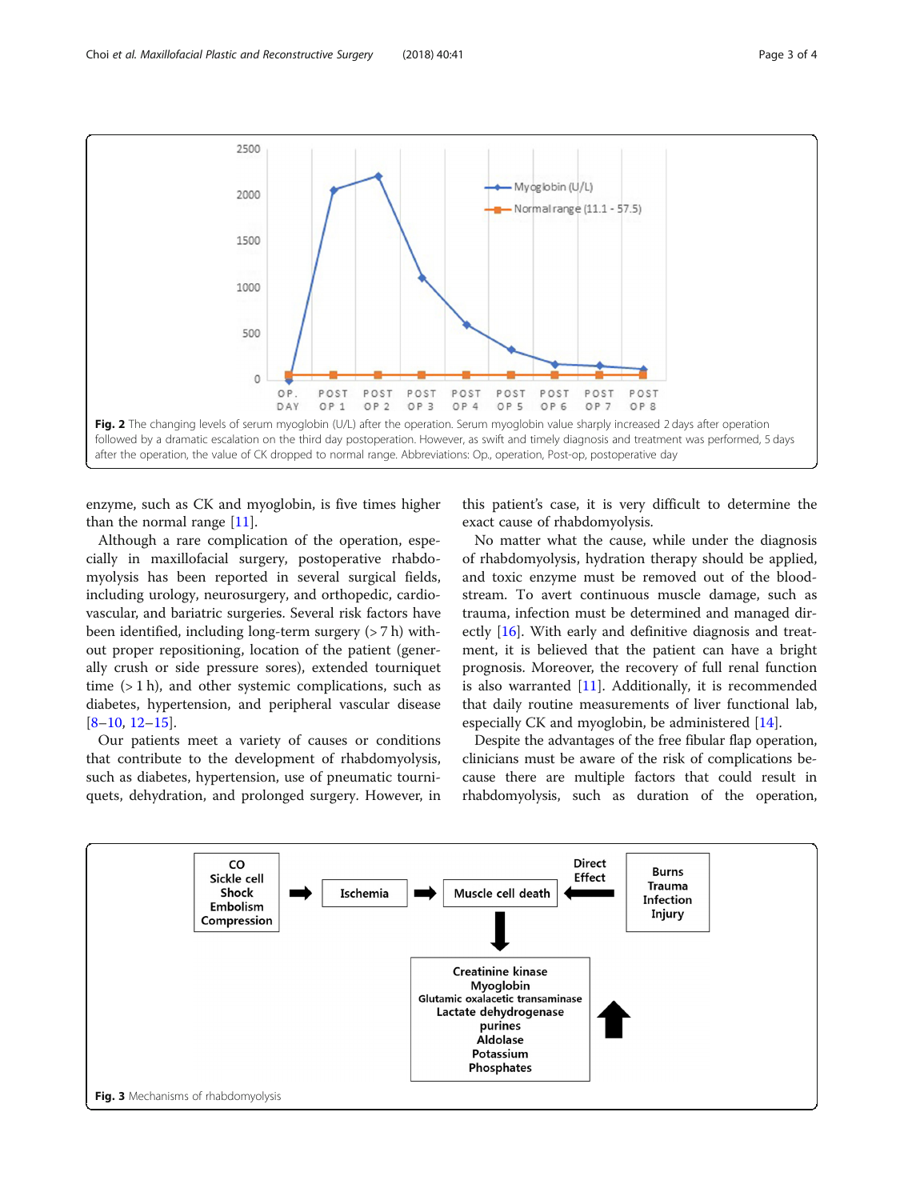Fig. 2 The changing levels of serum myoglobin (U/L) after the operation. Serum myoglobin value sharply increased 2 days after operation followed by a dramatic escalation on the third day postoperation. However, as swift and timely diagnosis and treatment was performed, 5 days after the operation, the value of CK dropped to normal range. Abbreviations: Op., operation, Post-op, postoperative day

enzyme, such as CK and myoglobin, is five times higher than the normal range [11].

Although a rare complication of the operation, especially in maxillofacial surgery, postoperative rhabdomyolysis has been reported in several surgical fields, including urology, neurosurgery, and orthopedic, cardiovascular, and bariatric surgeries. Several risk factors have been identified, including long-term surgery (> 7 h) without proper repositioning, location of the patient (generally crush or side pressure sores), extended tourniquet time (> 1 h), and other systemic complications, such as diabetes, hypertension, and peripheral vascular disease [8–10, 12–15].

Our patients meet a variety of causes or conditions that contribute to the development of rhabdomyolysis, such as diabetes, hypertension, use of pneumatic tourniquets, dehydration, and prolonged surgery. However, in this patient's case, it is very difficult to determine the exact cause of rhabdomyolysis.

No matter what the cause, while under the diagnosis of rhabdomyolysis, hydration therapy should be applied, and toxic enzyme must be removed out of the bloodstream. To avert continuous muscle damage, such as trauma, infection must be determined and managed directly [16]. With early and definitive diagnosis and treatment, it is believed that the patient can have a bright prognosis. Moreover, the recovery of full renal function is also warranted [11]. Additionally, it is recommended that daily routine measurements of liver functional lab, especially CK and myoglobin, be administered [14].

Despite the advantages of the free fibular flap operation, clinicians must be aware of the risk of complications because there are multiple factors that could result in rhabdomyolysis, such as duration of the operation,

Fig. 3 Mechanisms of rhabdomyolysis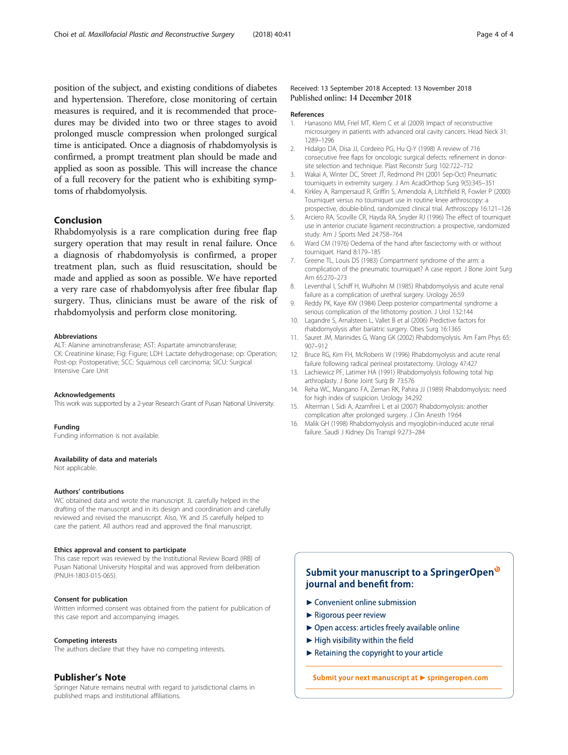position of the subject, and existing conditions of diabetes and hypertension. Therefore, close monitoring of certain measures is required, and it is recommended that procedures may be divided into two or three stages to avoid prolonged muscle compression when prolonged surgical time is anticipated. Once a diagnosis of rhabdomyolysis is confirmed, a prompt treatment plan should be made and applied as soon as possible. This will increase the chance of a full recovery for the patient who is exhibiting symptoms of rhabdomyolysis.

## Conclusion

Rhabdomyolysis is a rare complication during free flap surgery operation that may result in renal failure. Once a diagnosis of rhabdomyolysis is confirmed, a proper treatment plan, such as fluid resuscitation, should be made and applied as soon as possible. We have reported a very rare case of rhabdomyolysis after free fibular flap surgery. Thus, clinicians must be aware of the risk of rhabdomyolysis and perform close monitoring.

#### Abbreviations

ALT: Alanine aminotransferase; AST: Aspartate aminotransferase; CK: Creatinine kinase; Fig: Figure; LDH: Lactate dehydrogenase; op: Operation; Post-op: Postoperative; SCC: Squamous cell carcinoma; SICU: Surgical Intensive Care Unit

#### Acknowledgements

This work was supported by a 2-year Research Grant of Pusan National University.

#### Funding

Funding information is not available.

#### Availability of data and materials

Not applicable.

#### Authors' contributions

WC obtained data and wrote the manuscript. JL carefully helped in the drafting of the manuscript and in its design and coordination and carefully reviewed and revised the manuscript. Also, YK and JS carefully helped to care the patient. All authors read and approved the final manuscript.

#### Ethics approval and consent to participate

This case report was reviewed by the Institutional Review Board (IRB) of Pusan National University Hospital and was approved from deliberation (PNUH-1803-015-065).

#### Consent for publication

Written informed consent was obtained from the patient for publication of this case report and accompanying images.

#### Competing interests

The authors declare that they have no competing interests.

## Publisher's Note

Springer Nature remains neutral with regard to jurisdictional claims in published maps and institutional affiliations.

Received: 13 September 2018 Accepted: 13 November 2018
Published online: 14 December 2018

#### References

1. Hanasono MM, Friel MT, Klem C et al (2009) Impact of reconstructive microsurgery in patients with advanced oral cavity cancers. Head Neck 31: 1289–1296
2. Hidalgo DA, Disa JJ, Cordeiro PG, Hu Q-Y (1998) A review of 716 consecutive free flaps for oncologic surgical defects: refinement in donor-site selection and technique. Plast Reconstr Surg 102:722–732
3. Wakai A, Winter DC, Street JT, Redmond PH (2001 Sep-Oct) Pneumatic tourniquets in extremity surgery. J Am AcadOrthop Surg 9(5):345–351
4. Kirkley A, Rampersaud R, Griffin S, Amendola A, Litchfield R, Fowler P (2000) Tourniquet versus no tourniquet use in routine knee arthroscopy: a prospective, double-blind, randomized clinical trial. Arthroscopy 16:121–126
5. Arciero RA, Scoville CR, Hayda RA, Snyder RJ (1996) The effect of tourniquet use in anterior cruciate ligament reconstruction: a prospective, randomized study. Am J Sports Med 24:758–764
6. Ward CM (1976) Oedema of the hand after fasciectomy with or without tourniquet. Hand 8:179–185
7. Greene TL, Louis DS (1983) Compartment syndrome of the arm: a complication of the pneumatic tourniquet? A case report. J Bone Joint Surg Am 65:270–273
8. Leventhal I, Schiff H, Wulfsohn M (1985) Rhabdomyolysis and acute renal failure as a complication of urethral surgery. Urology 26:59
9. Reddy PK, Kaye KW (1984) Deep posterior compartmental syndrome: a serious complication of the lithotomy position. J Urol 132:144
10. Lagandre S, Arnalsteen L, Vallet B et al (2006) Predictive factors for rhabdomyolysis after bariatric surgery. Obes Surg 16:1365
11. Sauret JM, Marinides G, Wang GK (2002) Rhabdomyolysis. Am Fam Phys 65: 907–912
12. Bruce RG, Kim FH, McRoberis W (1996) Rhabdomyolysis and acute renal failure following radical perineal prostatectomy. Urology 47:427
13. Lachiewicz PF, Latimer HA (1991) Rhabdomyolysis following total hip arthroplasty. J Bone Joint Surg Br 73:576
14. Reha WC, Mangano FA, Zeman RK, Pahira JJ (1989) Rhabdomyolysis: need for high index of suspicion. Urology 34:292
15. Alterman I, Sidi A, Azamfirei L et al (2007) Rhabdomyolysis: another complication after prolonged surgery. J Clin Anesth 19:64
16. Malik GH (1998) Rhabdomyolysis and myoglobin-induced acute renal failure. Saudi J Kidney Dis Transpl 9:273–284